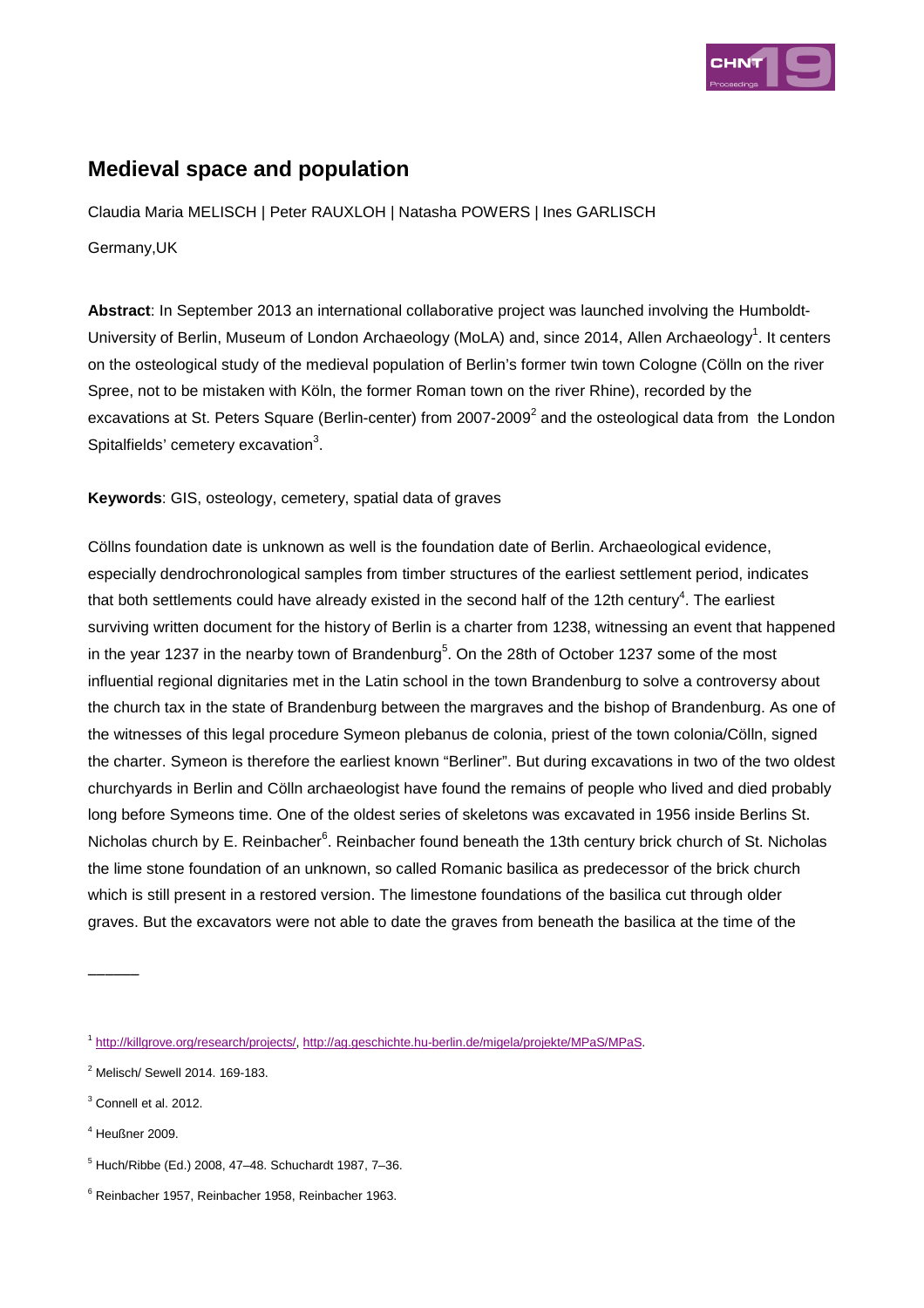# Medieval space and population

Claudia Maria MELISCH | Peter RAUXLOH | Natasha POWERS | Ines GARLISCH

Germany,UK

**Abstract**: In September 2013 an international collaborative project was launched involving the Humboldt-University of Berlin, Museum of London Archaeology (MoLA) and, since 2014, Allen Archaeology[1]. It centers on the osteological study of the medieval population of Berlin's former twin town Cologne (Cölln on the river Spree, not to be mistaken with Köln, the former Roman town on the river Rhine), recorded by the excavations at St. Peters Square (Berlin-center) from 2007-2009[2] and the osteological data from the London Spitalfields' cemetery excavation[3].

**Keywords**: GIS, osteology, cemetery, spatial data of graves

Cöllns foundation date is unknown as well is the foundation date of Berlin. Archaeological evidence, especially dendrochronological samples from timber structures of the earliest settlement period, indicates that both settlements could have already existed in the second half of the 12th century[4]. The earliest surviving written document for the history of Berlin is a charter from 1238, witnessing an event that happened in the year 1237 in the nearby town of Brandenburg[5]. On the 28th of October 1237 some of the most influential regional dignitaries met in the Latin school in the town Brandenburg to solve a controversy about the church tax in the state of Brandenburg between the margraves and the bishop of Brandenburg. As one of the witnesses of this legal procedure Symeon plebanus de colonia, priest of the town colonia/Cölln, signed the charter. Symeon is therefore the earliest known "Berliner". But during excavations in two of the two oldest churchyards in Berlin and Cölln archaeologist have found the remains of people who lived and died probably long before Symeons time. One of the oldest series of skeletons was excavated in 1956 inside Berlins St. Nicholas church by E. Reinbacher[6]. Reinbacher found beneath the 13th century brick church of St. Nicholas the lime stone foundation of an unknown, so called Romanic basilica as predecessor of the brick church which is still present in a restored version. The limestone foundations of the basilica cut through older graves. But the excavators were not able to date the graves from beneath the basilica at the time of the

---

[1] http://killgrove.org/research/projects/, http://ag.geschichte.hu-berlin.de/migela/projekte/MPaS/MPaS.

[2] Melisch/ Sewell 2014. 169-183.

[3] Connell et al. 2012.

[4] Heußner 2009.

[5] Huch/Ribbe (Ed.) 2008, 47–48. Schuchardt 1987, 7–36.

[6] Reinbacher 1957, Reinbacher 1958, Reinbacher 1963.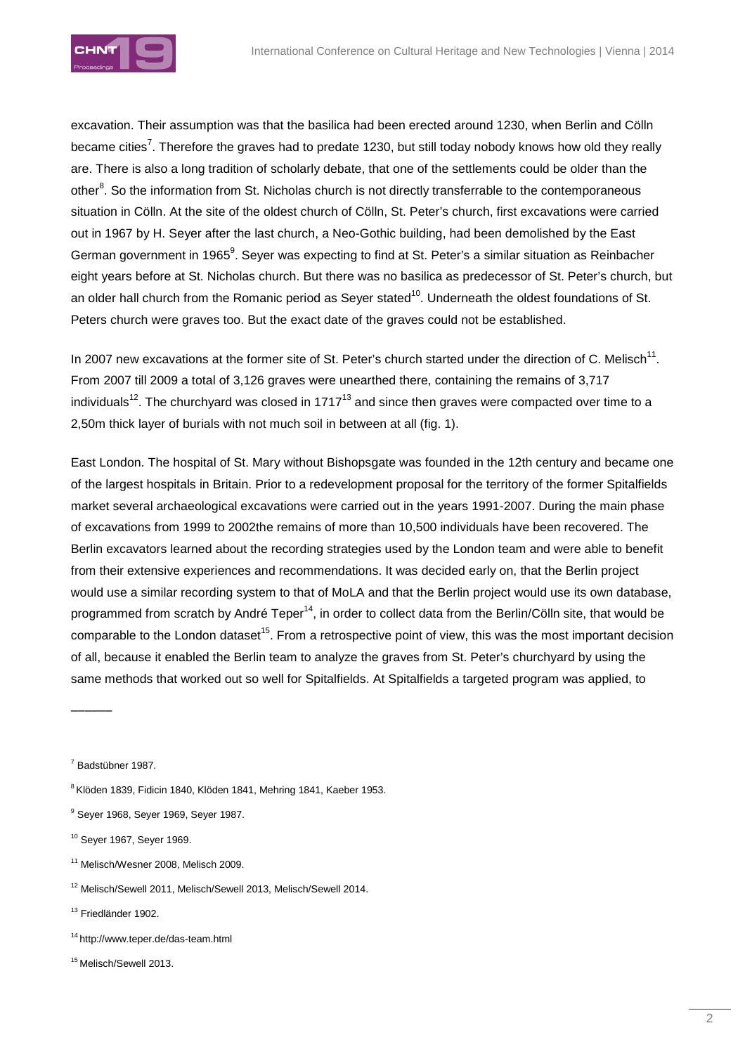excavation. Their assumption was that the basilica had been erected around 1230, when Berlin and Cölln became cities[7]. Therefore the graves had to predate 1230, but still today nobody knows how old they really are. There is also a long tradition of scholarly debate, that one of the settlements could be older than the other[8]. So the information from St. Nicholas church is not directly transferrable to the contemporaneous situation in Cölln. At the site of the oldest church of Cölln, St. Peter's church, first excavations were carried out in 1967 by H. Seyer after the last church, a Neo-Gothic building, had been demolished by the East German government in 1965[9]. Seyer was expecting to find at St. Peter's a similar situation as Reinbacher eight years before at St. Nicholas church. But there was no basilica as predecessor of St. Peter's church, but an older hall church from the Romanic period as Seyer stated[10]. Underneath the oldest foundations of St. Peters church were graves too. But the exact date of the graves could not be established.

In 2007 new excavations at the former site of St. Peter's church started under the direction of C. Melisch[11]. From 2007 till 2009 a total of 3,126 graves were unearthed there, containing the remains of 3,717 individuals[12]. The churchyard was closed in 1717[13] and since then graves were compacted over time to a 2,50m thick layer of burials with not much soil in between at all (fig. 1).

East London. The hospital of St. Mary without Bishopsgate was founded in the 12th century and became one of the largest hospitals in Britain. Prior to a redevelopment proposal for the territory of the former Spitalfields market several archaeological excavations were carried out in the years 1991-2007. During the main phase of excavations from 1999 to 2002the remains of more than 10,500 individuals have been recovered. The Berlin excavators learned about the recording strategies used by the London team and were able to benefit from their extensive experiences and recommendations. It was decided early on, that the Berlin project would use a similar recording system to that of MoLA and that the Berlin project would use its own database, programmed from scratch by André Teper[14], in order to collect data from the Berlin/Cölln site, that would be comparable to the London dataset[15]. From a retrospective point of view, this was the most important decision of all, because it enabled the Berlin team to analyze the graves from St. Peter's churchyard by using the same methods that worked out so well for Spitalfields. At Spitalfields a targeted program was applied, to

———

[7] Badstübner 1987.

[8] Klöden 1839, Fidicin 1840, Klöden 1841, Mehring 1841, Kaeber 1953.

[9] Seyer 1968, Seyer 1969, Seyer 1987.

[10] Seyer 1967, Seyer 1969.

[11] Melisch/Wesner 2008, Melisch 2009.

[12] Melisch/Sewell 2011, Melisch/Sewell 2013, Melisch/Sewell 2014.

[13] Friedländer 1902.

[14] http://www.teper.de/das-team.html

[15] Melisch/Sewell 2013.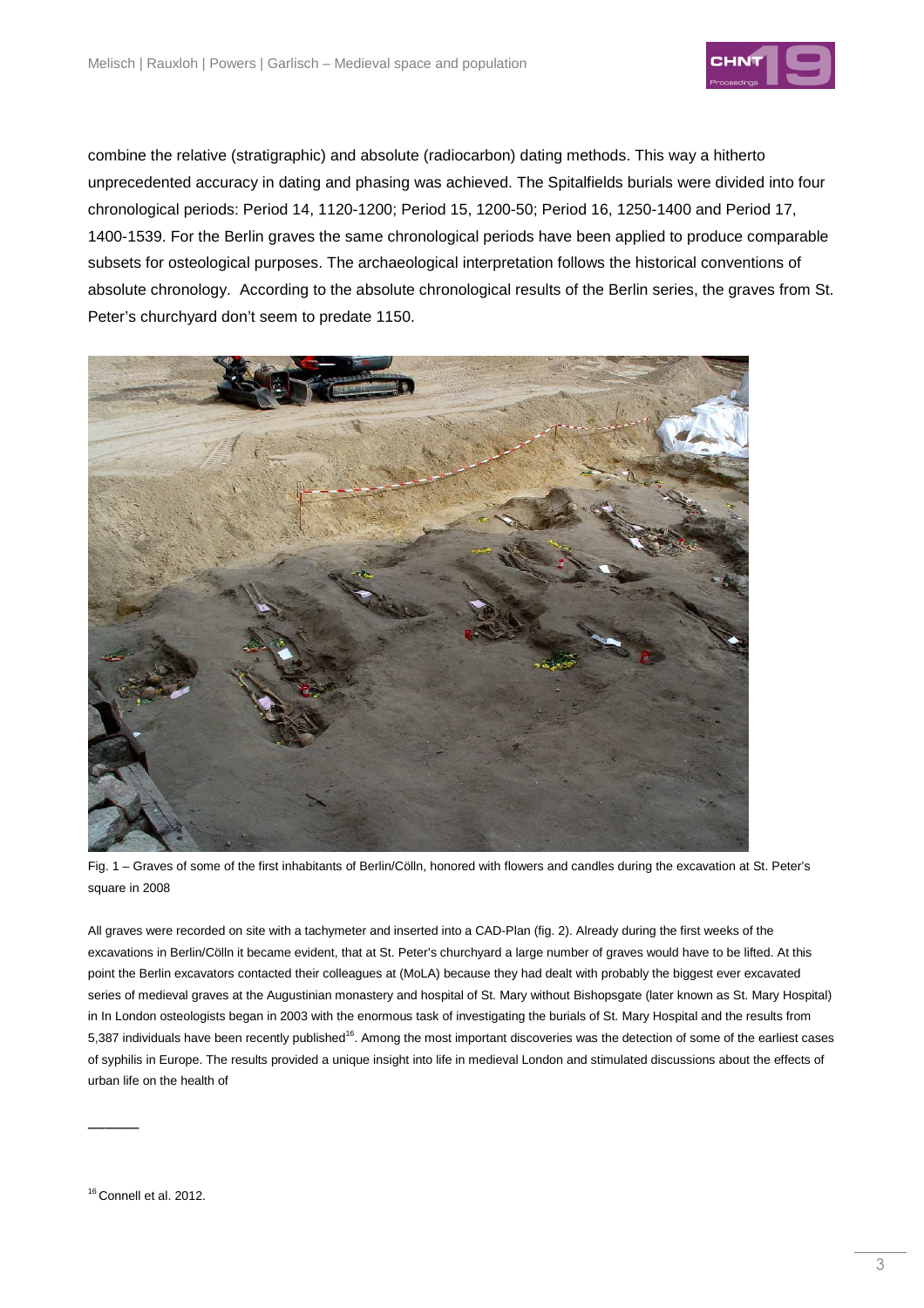combine the relative (stratigraphic) and absolute (radiocarbon) dating methods. This way a hitherto unprecedented accuracy in dating and phasing was achieved. The Spitalfields burials were divided into four chronological periods: Period 14, 1120-1200; Period 15, 1200-50; Period 16, 1250-1400 and Period 17, 1400-1539. For the Berlin graves the same chronological periods have been applied to produce comparable subsets for osteological purposes. The archaeological interpretation follows the historical conventions of absolute chronology. According to the absolute chronological results of the Berlin series, the graves from St. Peter's churchyard don't seem to predate 1150.

Fig. 1 – Graves of some of the first inhabitants of Berlin/Cölln, honored with flowers and candles during the excavation at St. Peter's square in 2008

All graves were recorded on site with a tachymeter and inserted into a CAD-Plan (fig. 2). Already during the first weeks of the excavations in Berlin/Cölln it became evident, that at St. Peter's churchyard a large number of graves would have to be lifted. At this point the Berlin excavators contacted their colleagues at (MoLA) because they had dealt with probably the biggest ever excavated series of medieval graves at the Augustinian monastery and hospital of St. Mary without Bishopsgate (later known as St. Mary Hospital) in In London osteologists began in 2003 with the enormous task of investigating the burials of St. Mary Hospital and the results from 5,387 individuals have been recently published[16]. Among the most important discoveries was the detection of some of the earliest cases of syphilis in Europe. The results provided a unique insight into life in medieval London and stimulated discussions about the effects of urban life on the health of

[16] Connell et al. 2012.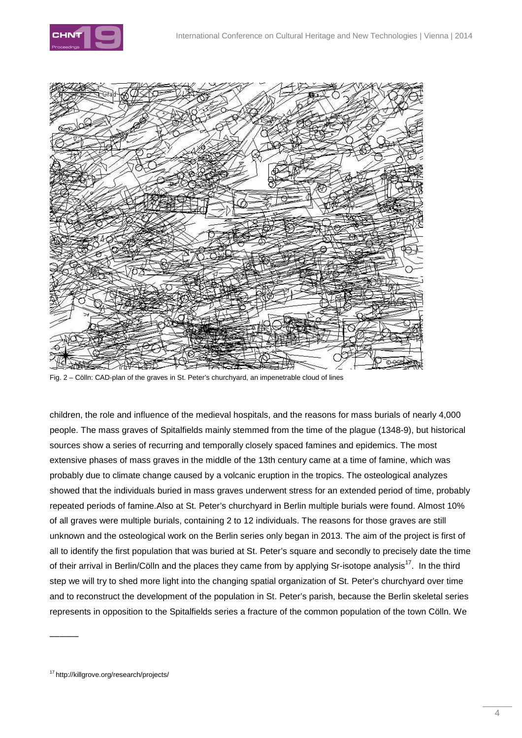Fig. 2 – Cölln: CAD-plan of the graves in St. Peter's churchyard, an impenetrable cloud of lines

children, the role and influence of the medieval hospitals, and the reasons for mass burials of nearly 4,000 people. The mass graves of Spitalfields mainly stemmed from the time of the plague (1348-9), but historical sources show a series of recurring and temporally closely spaced famines and epidemics. The most extensive phases of mass graves in the middle of the 13th century came at a time of famine, which was probably due to climate change caused by a volcanic eruption in the tropics. The osteological analyzes showed that the individuals buried in mass graves underwent stress for an extended period of time, probably repeated periods of famine.Also at St. Peter's churchyard in Berlin multiple burials were found. Almost 10% of all graves were multiple burials, containing 2 to 12 individuals. The reasons for those graves are still unknown and the osteological work on the Berlin series only began in 2013. The aim of the project is first of all to identify the first population that was buried at St. Peter's square and secondly to precisely date the time of their arrival in Berlin/Cölln and the places they came from by applying Sr-isotope analysis[17]. In the third step we will try to shed more light into the changing spatial organization of St. Peter's churchyard over time and to reconstruct the development of the population in St. Peter's parish, because the Berlin skeletal series represents in opposition to the Spitalfields series a fracture of the common population of the town Cölln. We

---

[17] http://killgrove.org/research/projects/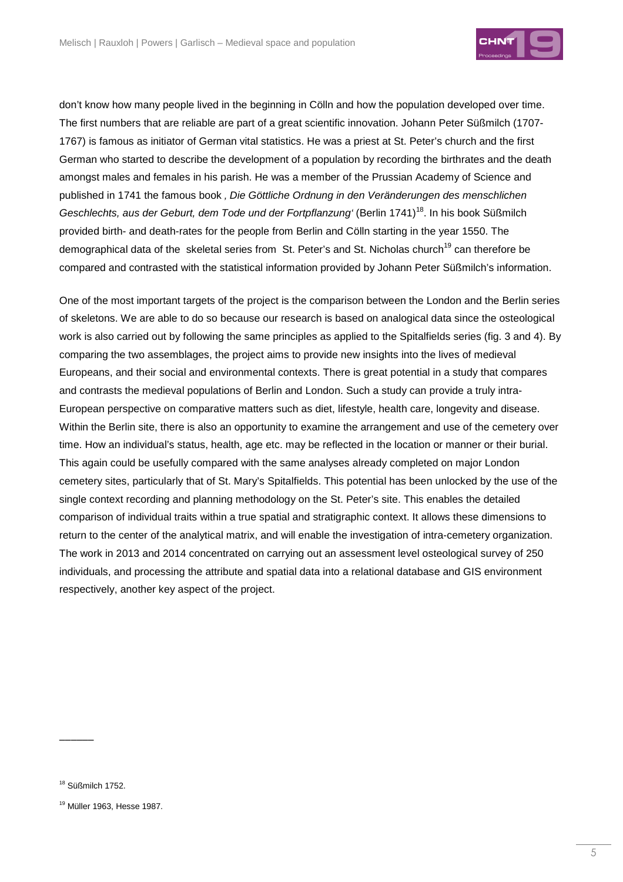don't know how many people lived in the beginning in Cölln and how the population developed over time. The first numbers that are reliable are part of a great scientific innovation. Johann Peter Süßmilch (1707-1767) is famous as initiator of German vital statistics. He was a priest at St. Peter's church and the first German who started to describe the development of a population by recording the birthrates and the death amongst males and females in his parish. He was a member of the Prussian Academy of Science and published in 1741 the famous book *, Die Göttliche Ordnung in den Veränderungen des menschlichen Geschlechts, aus der Geburt, dem Tode und der Fortpflanzung'* (Berlin 1741)[18]. In his book Süßmilch provided birth- and death-rates for the people from Berlin and Cölln starting in the year 1550. The demographical data of the skeletal series from St. Peter's and St. Nicholas church[19] can therefore be compared and contrasted with the statistical information provided by Johann Peter Süßmilch's information.

One of the most important targets of the project is the comparison between the London and the Berlin series of skeletons. We are able to do so because our research is based on analogical data since the osteological work is also carried out by following the same principles as applied to the Spitalfields series (fig. 3 and 4). By comparing the two assemblages, the project aims to provide new insights into the lives of medieval Europeans, and their social and environmental contexts. There is great potential in a study that compares and contrasts the medieval populations of Berlin and London. Such a study can provide a truly intra-European perspective on comparative matters such as diet, lifestyle, health care, longevity and disease. Within the Berlin site, there is also an opportunity to examine the arrangement and use of the cemetery over time. How an individual's status, health, age etc. may be reflected in the location or manner or their burial. This again could be usefully compared with the same analyses already completed on major London cemetery sites, particularly that of St. Mary's Spitalfields. This potential has been unlocked by the use of the single context recording and planning methodology on the St. Peter's site. This enables the detailed comparison of individual traits within a true spatial and stratigraphic context. It allows these dimensions to return to the center of the analytical matrix, and will enable the investigation of intra-cemetery organization. The work in 2013 and 2014 concentrated on carrying out an assessment level osteological survey of 250 individuals, and processing the attribute and spatial data into a relational database and GIS environment respectively, another key aspect of the project.

---

[18] Süßmilch 1752.

[19] Müller 1963, Hesse 1987.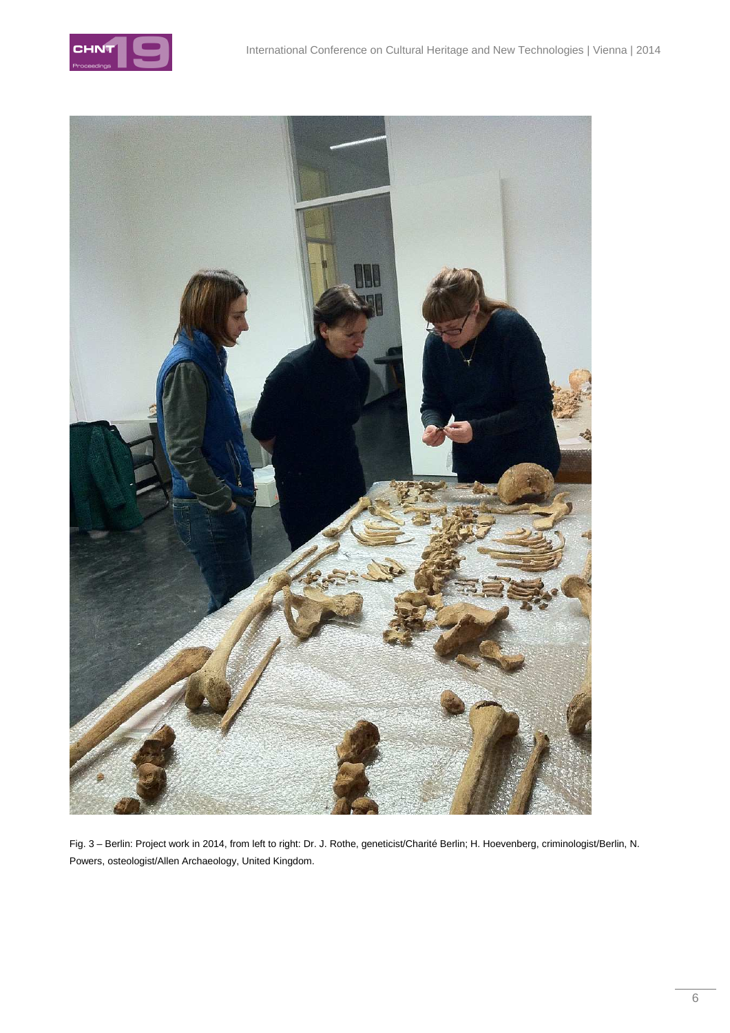Fig. 3 – Berlin: Project work in 2014, from left to right: Dr. J. Rothe, geneticist/Charité Berlin; H. Hoevenberg, criminologist/Berlin, N. Powers, osteologist/Allen Archaeology, United Kingdom.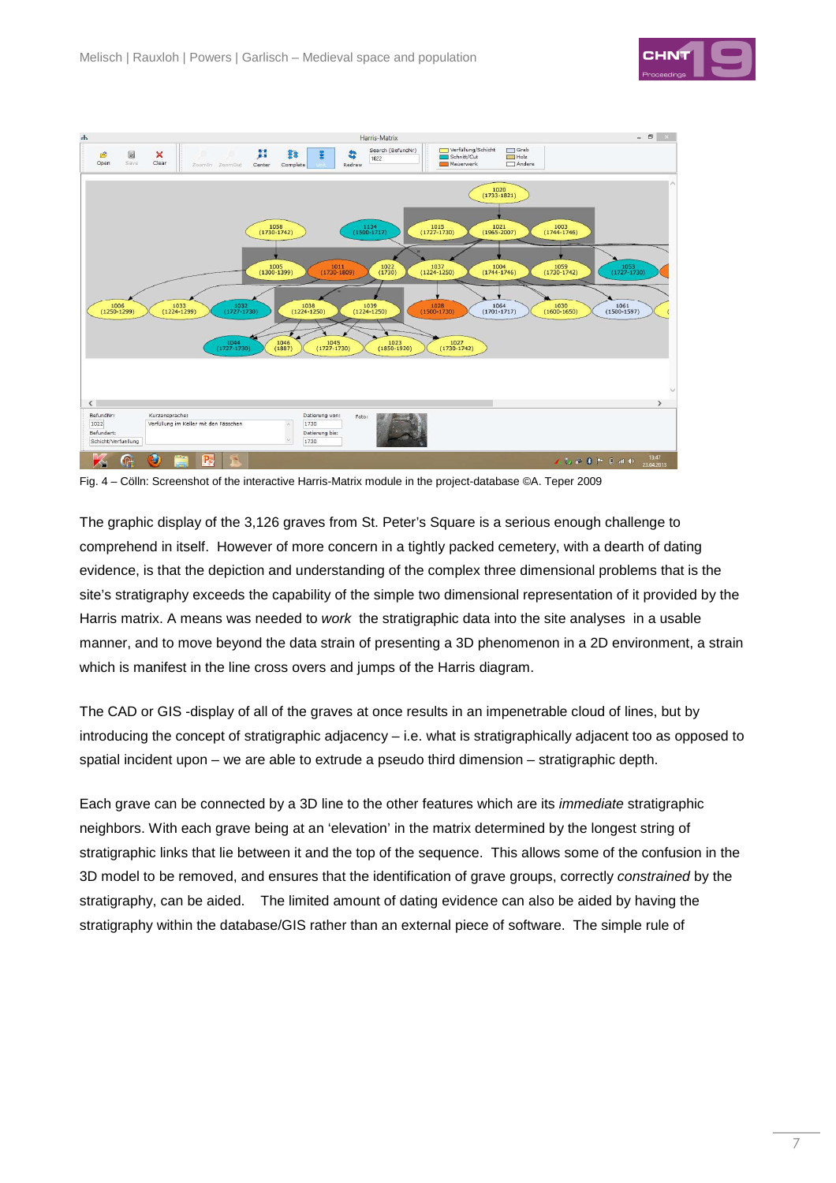Fig. 4 – Cölln: Screenshot of the interactive Harris-Matrix module in the project-database ©A. Teper 2009

The graphic display of the 3,126 graves from St. Peter's Square is a serious enough challenge to comprehend in itself. However of more concern in a tightly packed cemetery, with a dearth of dating evidence, is that the depiction and understanding of the complex three dimensional problems that is the site's stratigraphy exceeds the capability of the simple two dimensional representation of it provided by the Harris matrix. A means was needed to *work* the stratigraphic data into the site analyses in a usable manner, and to move beyond the data strain of presenting a 3D phenomenon in a 2D environment, a strain which is manifest in the line cross overs and jumps of the Harris diagram.

The CAD or GIS -display of all of the graves at once results in an impenetrable cloud of lines, but by introducing the concept of stratigraphic adjacency – i.e. what is stratigraphically adjacent too as opposed to spatial incident upon – we are able to extrude a pseudo third dimension – stratigraphic depth.

Each grave can be connected by a 3D line to the other features which are its *immediate* stratigraphic neighbors. With each grave being at an 'elevation' in the matrix determined by the longest string of stratigraphic links that lie between it and the top of the sequence. This allows some of the confusion in the 3D model to be removed, and ensures that the identification of grave groups, correctly *constrained* by the stratigraphy, can be aided. The limited amount of dating evidence can also be aided by having the stratigraphy within the database/GIS rather than an external piece of software. The simple rule of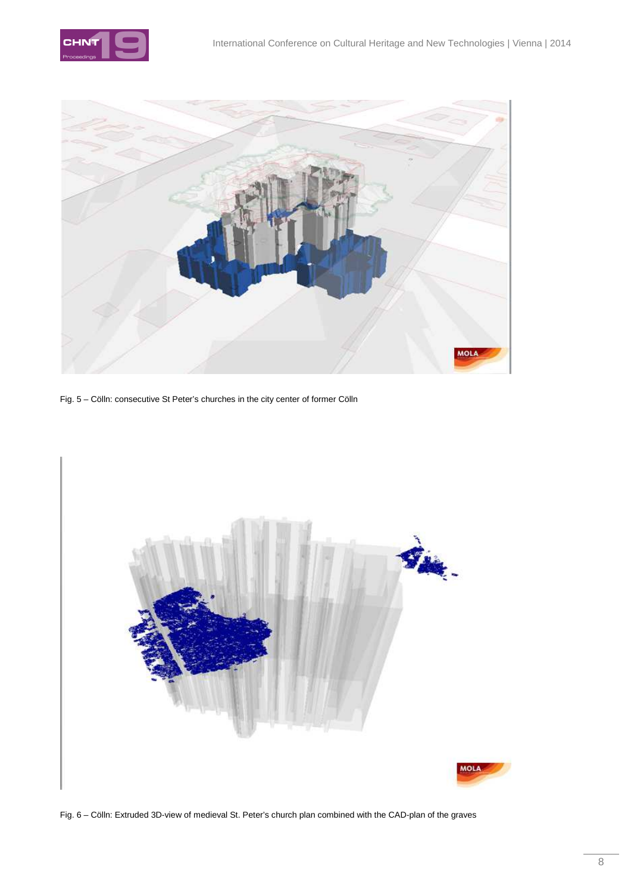Fig. 5 – Cölln: consecutive St Peter's churches in the city center of former Cölln

Fig. 6 – Cölln: Extruded 3D-view of medieval St. Peter's church plan combined with the CAD-plan of the graves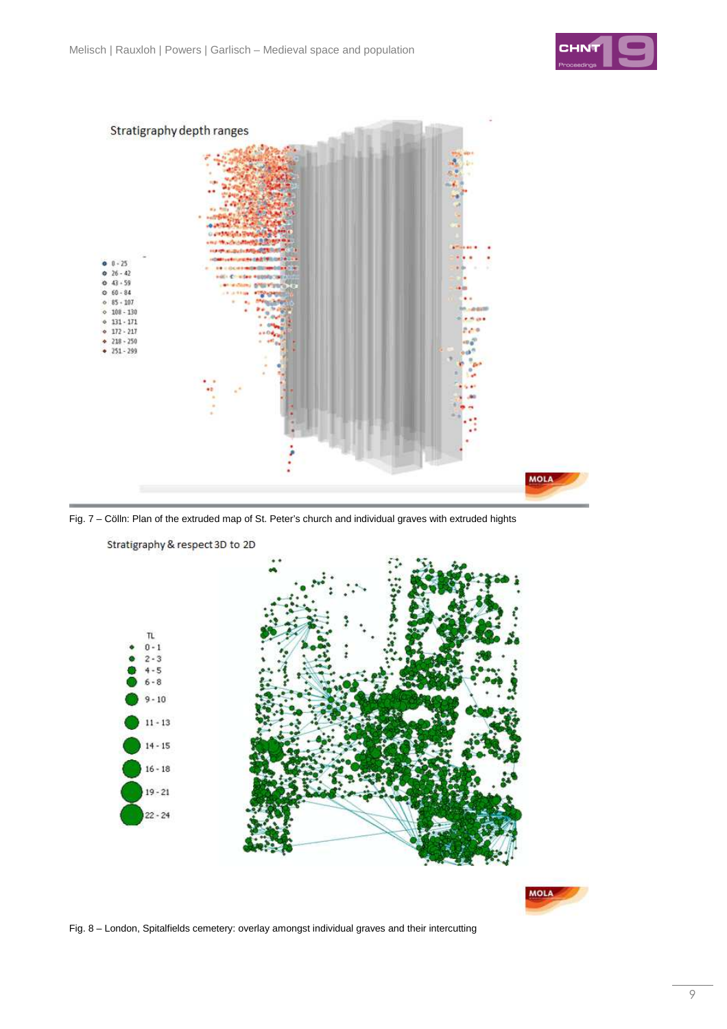Fig. 7 – Cölln: Plan of the extruded map of St. Peter's church and individual graves with extruded hights

Fig. 8 – London, Spitalfields cemetery: overlay amongst individual graves and their intercutting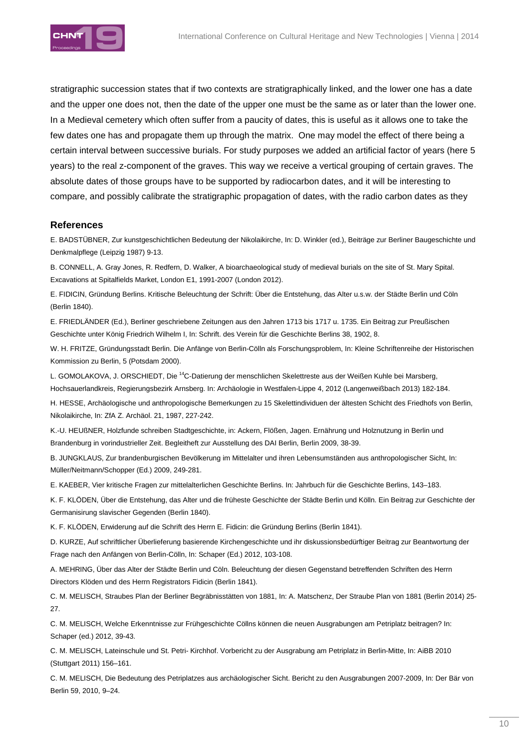stratigraphic succession states that if two contexts are stratigraphically linked, and the lower one has a date and the upper one does not, then the date of the upper one must be the same as or later than the lower one. In a Medieval cemetery which often suffer from a paucity of dates, this is useful as it allows one to take the few dates one has and propagate them up through the matrix. One may model the effect of there being a certain interval between successive burials. For study purposes we added an artificial factor of years (here 5 years) to the real z-component of the graves. This way we receive a vertical grouping of certain graves. The absolute dates of those groups have to be supported by radiocarbon dates, and it will be interesting to compare, and possibly calibrate the stratigraphic propagation of dates, with the radio carbon dates as they

## References

E. BADSTÜBNER, Zur kunstgeschichtlichen Bedeutung der Nikolaikirche, In: D. Winkler (ed.), Beiträge zur Berliner Baugeschichte und Denkmalpflege (Leipzig 1987) 9-13.

B. CONNELL, A. Gray Jones, R. Redfern, D. Walker, A bioarchaeological study of medieval burials on the site of St. Mary Spital. Excavations at Spitalfields Market, London E1, 1991-2007 (London 2012).

E. FIDICIN, Gründung Berlins. Kritische Beleuchtung der Schrift: Über die Entstehung, das Alter u.s.w. der Städte Berlin und Cöln (Berlin 1840).

E. FRIEDLÄNDER (Ed.), Berliner geschriebene Zeitungen aus den Jahren 1713 bis 1717 u. 1735. Ein Beitrag zur Preußischen Geschichte unter König Friedrich Wilhelm I, In: Schrift. des Verein für die Geschichte Berlins 38, 1902, 8.

W. H. FRITZE, Gründungsstadt Berlin. Die Anfänge von Berlin-Cölln als Forschungsproblem, In: Kleine Schriftenreihe der Historischen Kommission zu Berlin, 5 (Potsdam 2000).

L. GOMOLAKOVA, J. ORSCHIEDT, Die $^{14}$C-Datierung der menschlichen Skelettreste aus der Weißen Kuhle bei Marsberg, Hochsauerlandkreis, Regierungsbezirk Arnsberg. In: Archäologie in Westfalen-Lippe 4, 2012 (Langenweißbach 2013) 182-184.

H. HESSE, Archäologische und anthropologische Bemerkungen zu 15 Skelettindividuen der ältesten Schicht des Friedhofs von Berlin, Nikolaikirche, In: ZfA Z. Archäol. 21, 1987, 227-242.

K.-U. HEUßNER, Holzfunde schreiben Stadtgeschichte, in: Ackern, Flößen, Jagen. Ernährung und Holznutzung in Berlin und Brandenburg in vorindustrieller Zeit. Begleitheft zur Ausstellung des DAI Berlin, Berlin 2009, 38-39.

B. JUNGKLAUS, Zur brandenburgischen Bevölkerung im Mittelalter und ihren Lebensumständen aus anthropologischer Sicht, In: Müller/Neitmann/Schopper (Ed.) 2009, 249-281.

E. KAEBER, Vier kritische Fragen zur mittelalterlichen Geschichte Berlins. In: Jahrbuch für die Geschichte Berlins, 143–183.

K. F. KLÖDEN, Über die Entstehung, das Alter und die früheste Geschichte der Städte Berlin und Kölln. Ein Beitrag zur Geschichte der Germanisirung slavischer Gegenden (Berlin 1840).

K. F. KLÖDEN, Erwiderung auf die Schrift des Herrn E. Fidicin: die Gründung Berlins (Berlin 1841).

D. KURZE, Auf schriftlicher Überlieferung basierende Kirchengeschichte und ihr diskussionsbedürftiger Beitrag zur Beantwortung der Frage nach den Anfängen von Berlin-Cölln, In: Schaper (Ed.) 2012, 103-108.

A. MEHRING, Über das Alter der Städte Berlin und Cöln. Beleuchtung der diesen Gegenstand betreffenden Schriften des Herrn Directors Klöden und des Herrn Registrators Fidicin (Berlin 1841).

C. M. MELISCH, Straubes Plan der Berliner Begräbnisstätten von 1881, In: A. Matschenz, Der Straube Plan von 1881 (Berlin 2014) 25-27.

C. M. MELISCH, Welche Erkenntnisse zur Frühgeschichte Cöllns können die neuen Ausgrabungen am Petriplatz beitragen? In: Schaper (ed.) 2012, 39-43.

C. M. MELISCH, Lateinschule und St. Petri- Kirchhof. Vorbericht zu der Ausgrabung am Petriplatz in Berlin-Mitte, In: AiBB 2010 (Stuttgart 2011) 156–161.

C. M. MELISCH, Die Bedeutung des Petriplatzes aus archäologischer Sicht. Bericht zu den Ausgrabungen 2007-2009, In: Der Bär von Berlin 59, 2010, 9–24.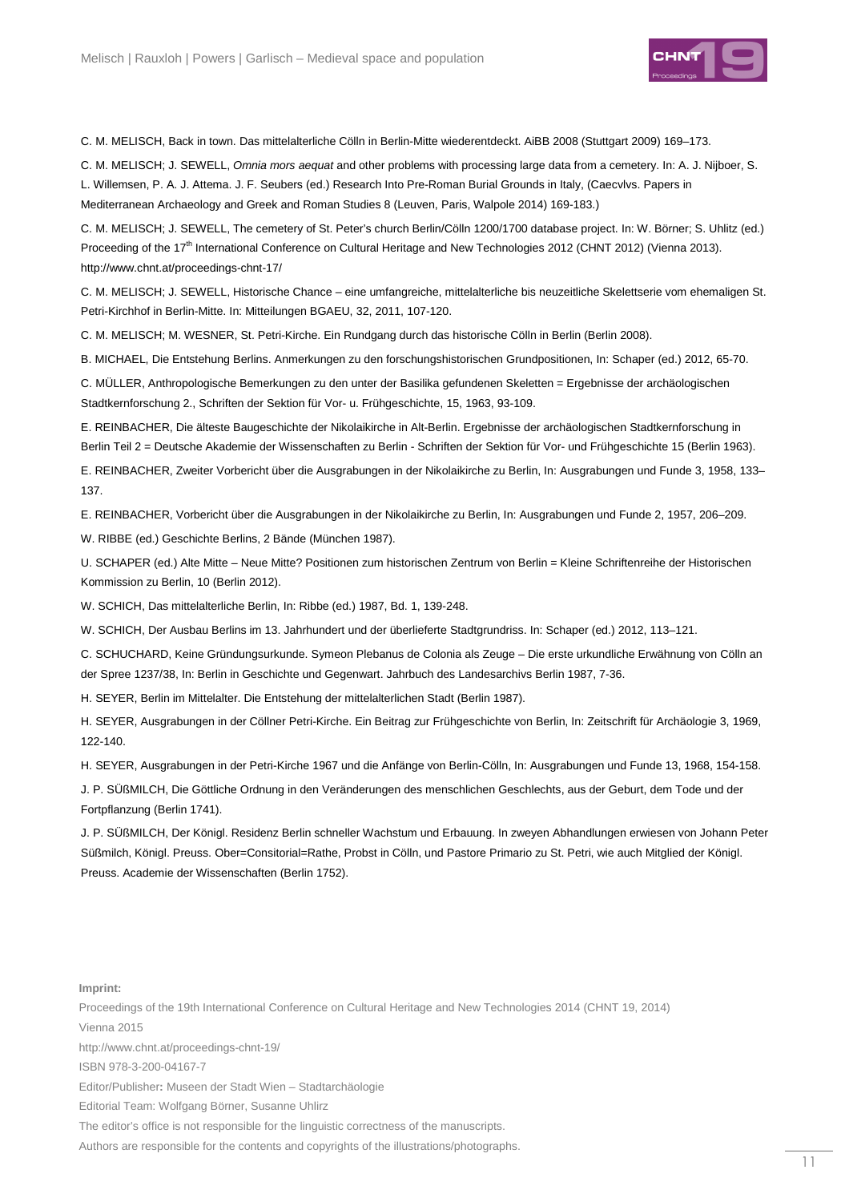C. M. MELISCH, Back in town. Das mittelalterliche Cölln in Berlin-Mitte wiederentdeckt. AiBB 2008 (Stuttgart 2009) 169–173.

C. M. MELISCH; J. SEWELL, *Omnia mors aequat* and other problems with processing large data from a cemetery. In: A. J. Nijboer, S. L. Willemsen, P. A. J. Attema. J. F. Seubers (ed.) Research Into Pre-Roman Burial Grounds in Italy, (Caecvlvs. Papers in Mediterranean Archaeology and Greek and Roman Studies 8 (Leuven, Paris, Walpole 2014) 169-183.)

C. M. MELISCH; J. SEWELL, The cemetery of St. Peter's church Berlin/Cölln 1200/1700 database project. In: W. Börner; S. Uhlitz (ed.) Proceeding of the 17th International Conference on Cultural Heritage and New Technologies 2012 (CHNT 2012) (Vienna 2013). http://www.chnt.at/proceedings-chnt-17/

C. M. MELISCH; J. SEWELL, Historische Chance – eine umfangreiche, mittelalterliche bis neuzeitliche Skelettserie vom ehemaligen St. Petri-Kirchhof in Berlin-Mitte. In: Mitteilungen BGAEU, 32, 2011, 107-120.

C. M. MELISCH; M. WESNER, St. Petri-Kirche. Ein Rundgang durch das historische Cölln in Berlin (Berlin 2008).

B. MICHAEL, Die Entstehung Berlins. Anmerkungen zu den forschungshistorischen Grundpositionen, In: Schaper (ed.) 2012, 65-70.

C. MÜLLER, Anthropologische Bemerkungen zu den unter der Basilika gefundenen Skeletten = Ergebnisse der archäologischen Stadtkernforschung 2., Schriften der Sektion für Vor- u. Frühgeschichte, 15, 1963, 93-109.

E. REINBACHER, Die älteste Baugeschichte der Nikolaikirche in Alt-Berlin. Ergebnisse der archäologischen Stadtkernforschung in Berlin Teil 2 = Deutsche Akademie der Wissenschaften zu Berlin - Schriften der Sektion für Vor- und Frühgeschichte 15 (Berlin 1963).

E. REINBACHER, Zweiter Vorbericht über die Ausgrabungen in der Nikolaikirche zu Berlin, In: Ausgrabungen und Funde 3, 1958, 133–137.

E. REINBACHER, Vorbericht über die Ausgrabungen in der Nikolaikirche zu Berlin, In: Ausgrabungen und Funde 2, 1957, 206–209.

W. RIBBE (ed.) Geschichte Berlins, 2 Bände (München 1987).

U. SCHAPER (ed.) Alte Mitte – Neue Mitte? Positionen zum historischen Zentrum von Berlin = Kleine Schriftenreihe der Historischen Kommission zu Berlin, 10 (Berlin 2012).

W. SCHICH, Das mittelalterliche Berlin, In: Ribbe (ed.) 1987, Bd. 1, 139-248.

W. SCHICH, Der Ausbau Berlins im 13. Jahrhundert und der überlieferte Stadtgrundriss. In: Schaper (ed.) 2012, 113–121.

C. SCHUCHARD, Keine Gründungsurkunde. Symeon Plebanus de Colonia als Zeuge – Die erste urkundliche Erwähnung von Cölln an der Spree 1237/38, In: Berlin in Geschichte und Gegenwart. Jahrbuch des Landesarchivs Berlin 1987, 7-36.

H. SEYER, Berlin im Mittelalter. Die Entstehung der mittelalterlichen Stadt (Berlin 1987).

H. SEYER, Ausgrabungen in der Cöllner Petri-Kirche. Ein Beitrag zur Frühgeschichte von Berlin, In: Zeitschrift für Archäologie 3, 1969, 122-140.

H. SEYER, Ausgrabungen in der Petri-Kirche 1967 und die Anfänge von Berlin-Cölln, In: Ausgrabungen und Funde 13, 1968, 154-158.

J. P. SÜßMILCH, Die Göttliche Ordnung in den Veränderungen des menschlichen Geschlechts, aus der Geburt, dem Tode und der Fortpflanzung (Berlin 1741).

J. P. SÜßMILCH, Der Königl. Residenz Berlin schneller Wachstum und Erbauung. In zweyen Abhandlungen erwiesen von Johann Peter Süßmilch, Königl. Preuss. Ober=Consitorial=Rathe, Probst in Cölln, und Pastore Primario zu St. Petri, wie auch Mitglied der Königl. Preuss. Academie der Wissenschaften (Berlin 1752).

**Imprint:**

Proceedings of the 19th International Conference on Cultural Heritage and New Technologies 2014 (CHNT 19, 2014)

Vienna 2015

http://www.chnt.at/proceedings-chnt-19/

ISBN 978-3-200-04167-7

Editor/Publisher**:** Museen der Stadt Wien – Stadtarchäologie

Editorial Team: Wolfgang Börner, Susanne Uhlirz

The editor's office is not responsible for the linguistic correctness of the manuscripts.

Authors are responsible for the contents and copyrights of the illustrations/photographs.